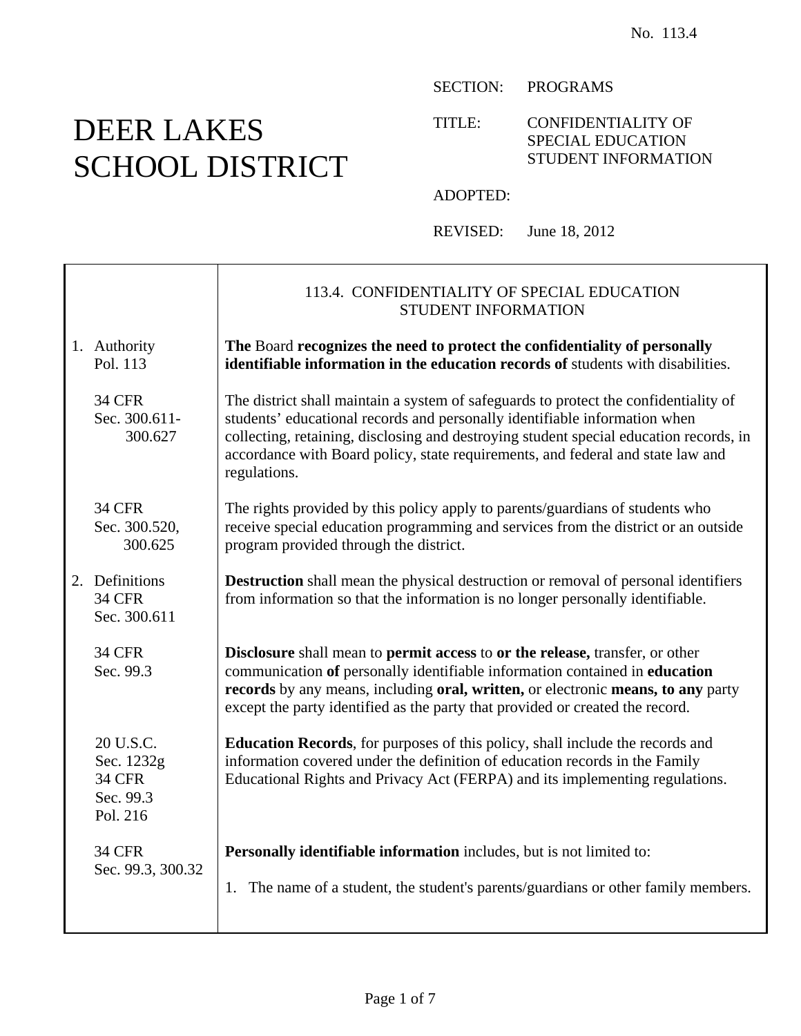No. 113.4

# DEER LAKES SCHOOL DISTRICT

SECTION: PROGRAMS

TITLE: CONFIDENTIALITY OF SPECIAL EDUCATION STUDENT INFORMATION

ADOPTED:

REVISED: June 18, 2012

## 113.4. CONFIDENTIALITY OF SPECIAL EDUCATION STUDENT INFORMATION

| | |
|---|---|
| 1. Authority<br>Pol. 113 | **The** Board **recognizes the need to protect the confidentiality of personally identifiable information in the education records of** students with disabilities. |
| 34 CFR Sec. 300.611-300.627 | The district shall maintain a system of safeguards to protect the confidentiality of students' educational records and personally identifiable information when collecting, retaining, disclosing and destroying student special education records, in accordance with Board policy, state requirements, and federal and state law and regulations. |
| 34 CFR Sec. 300.520, 300.625 | The rights provided by this policy apply to parents/guardians of students who receive special education programming and services from the district or an outside program provided through the district. |
| 2. Definitions<br>34 CFR Sec. 300.611 | **Destruction** shall mean the physical destruction or removal of personal identifiers from information so that the information is no longer personally identifiable. |
| 34 CFR Sec. 99.3 | **Disclosure** shall mean to **permit access** to **or the release,** transfer, or other communication **of** personally identifiable information contained in **education records** by any means, including **oral, written,** or electronic **means, to any** party except the party identified as the party that provided or created the record. |
| 20 U.S.C. Sec. 1232g<br>34 CFR Sec. 99.3<br>Pol. 216 | **Education Records**, for purposes of this policy, shall include the records and information covered under the definition of education records in the Family Educational Rights and Privacy Act (FERPA) and its implementing regulations. |
| 34 CFR Sec. 99.3, 300.32 | **Personally identifiable information** includes, but is not limited to:<br><br>1. The name of a student, the student's parents/guardians or other family members. |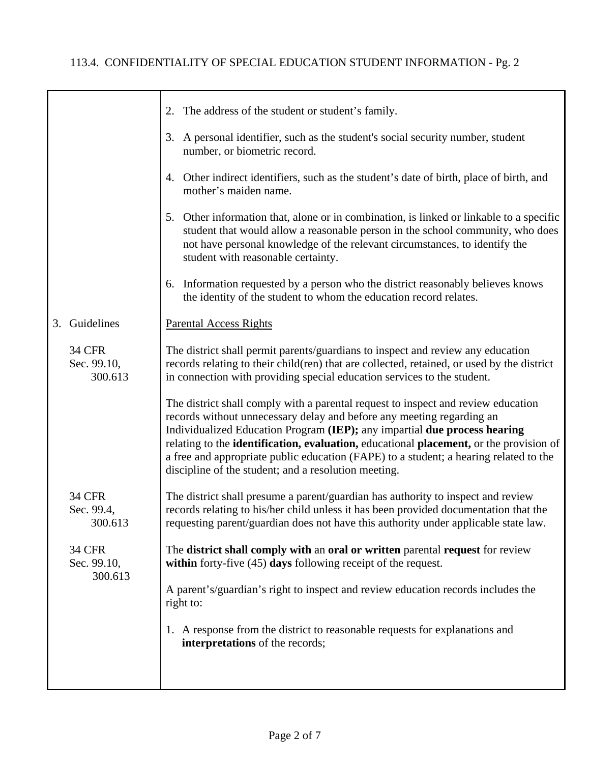2. The address of the student or student's family.

3. A personal identifier, such as the student's social security number, student number, or biometric record.

4. Other indirect identifiers, such as the student's date of birth, place of birth, and mother's maiden name.

5. Other information that, alone or in combination, is linked or linkable to a specific student that would allow a reasonable person in the school community, who does not have personal knowledge of the relevant circumstances, to identify the student with reasonable certainty.

6. Information requested by a person who the district reasonably believes knows the identity of the student to whom the education record relates.

3. Guidelines

Parental Access Rights

34 CFR Sec. 99.10, 300.613

The district shall permit parents/guardians to inspect and review any education records relating to their child(ren) that are collected, retained, or used by the district in connection with providing special education services to the student.

The district shall comply with a parental request to inspect and review education records without unnecessary delay and before any meeting regarding an Individualized Education Program **(IEP);** any impartial **due process hearing** relating to the **identification, evaluation,** educational **placement,** or the provision of a free and appropriate public education (FAPE) to a student; a hearing related to the discipline of the student; and a resolution meeting.

34 CFR Sec. 99.4, 300.613

The district shall presume a parent/guardian has authority to inspect and review records relating to his/her child unless it has been provided documentation that the requesting parent/guardian does not have this authority under applicable state law.

34 CFR Sec. 99.10, 300.613

The **district shall comply with** an **oral or written** parental **request** for review **within** forty-five (45) **days** following receipt of the request.

A parent's/guardian's right to inspect and review education records includes the right to:

1. A response from the district to reasonable requests for explanations and **interpretations** of the records;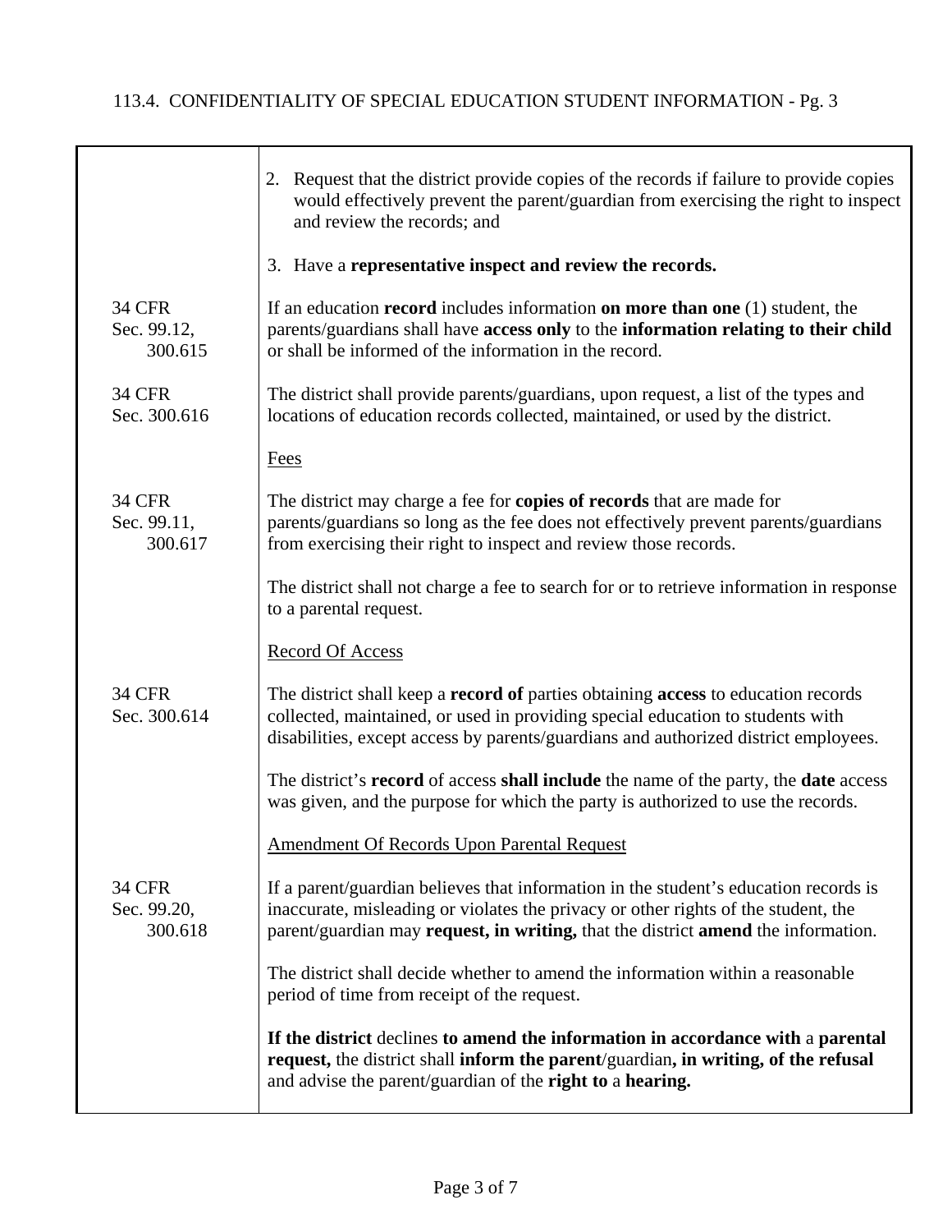113.4. CONFIDENTIALITY OF SPECIAL EDUCATION STUDENT INFORMATION - Pg. 3

| | |
|---|---|
| | 2. Request that the district provide copies of the records if failure to provide copies would effectively prevent the parent/guardian from exercising the right to inspect and review the records; and<br><br>3. Have a **representative inspect and review the records.** |
| 34 CFR Sec. 99.12, 300.615 | If an education **record** includes information **on more than one** (1) student, the parents/guardians shall have **access only** to the **information relating to their child** or shall be informed of the information in the record. |
| 34 CFR Sec. 300.616 | The district shall provide parents/guardians, upon request, a list of the types and locations of education records collected, maintained, or used by the district. |
| | <u>Fees</u> |
| 34 CFR Sec. 99.11, 300.617 | The district may charge a fee for **copies of records** that are made for parents/guardians so long as the fee does not effectively prevent parents/guardians from exercising their right to inspect and review those records.<br><br>The district shall not charge a fee to search for or to retrieve information in response to a parental request. |
| | <u>Record Of Access</u> |
| 34 CFR Sec. 300.614 | The district shall keep a **record of** parties obtaining **access** to education records collected, maintained, or used in providing special education to students with disabilities, except access by parents/guardians and authorized district employees.<br><br>The district's **record** of access **shall include** the name of the party, the **date** access was given, and the purpose for which the party is authorized to use the records. |
| | <u>Amendment Of Records Upon Parental Request</u> |
| 34 CFR Sec. 99.20, 300.618 | If a parent/guardian believes that information in the student's education records is inaccurate, misleading or violates the privacy or other rights of the student, the parent/guardian may **request, in writing,** that the district **amend** the information.<br><br>The district shall decide whether to amend the information within a reasonable period of time from receipt of the request.<br><br>**If the district** declines **to amend the information in accordance with** a **parental request,** the district shall **inform the parent**/guardian**, in writing, of the refusal** and advise the parent/guardian of the **right to** a **hearing.** |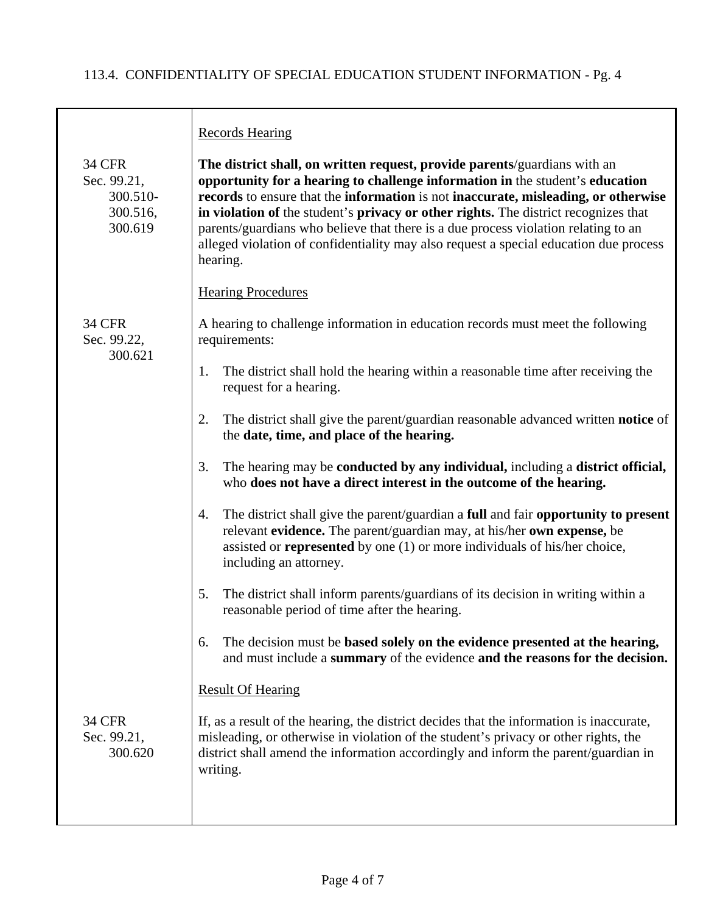113.4. CONFIDENTIALITY OF SPECIAL EDUCATION STUDENT INFORMATION - Pg. 4

| | |
|---|---|
| | Records Hearing |
| 34 CFR Sec. 99.21, 300.510-300.516, 300.619 | **The district shall, on written request, provide parents**/guardians with an **opportunity for a hearing to challenge information in** the student's **education records** to ensure that the **information** is not **inaccurate, misleading, or otherwise in violation of** the student's **privacy or other rights.** The district recognizes that parents/guardians who believe that there is a due process violation relating to an alleged violation of confidentiality may also request a special education due process hearing. |
| | Hearing Procedures |
| 34 CFR Sec. 99.22, 300.621 | A hearing to challenge information in education records must meet the following requirements:<br><br>1. The district shall hold the hearing within a reasonable time after receiving the request for a hearing.<br><br>2. The district shall give the parent/guardian reasonable advanced written **notice** of the **date, time, and place of the hearing.**<br><br>3. The hearing may be **conducted by any individual,** including a **district official,** who **does not have a direct interest in the outcome of the hearing.**<br><br>4. The district shall give the parent/guardian a **full** and fair **opportunity to present** relevant **evidence.** The parent/guardian may, at his/her **own expense,** be assisted or **represented** by one (1) or more individuals of his/her choice, including an attorney.<br><br>5. The district shall inform parents/guardians of its decision in writing within a reasonable period of time after the hearing.<br><br>6. The decision must be **based solely on the evidence presented at the hearing,** and must include a **summary** of the evidence **and the reasons for the decision.** |
| | Result Of Hearing |
| 34 CFR Sec. 99.21, 300.620 | If, as a result of the hearing, the district decides that the information is inaccurate, misleading, or otherwise in violation of the student's privacy or other rights, the district shall amend the information accordingly and inform the parent/guardian in writing. |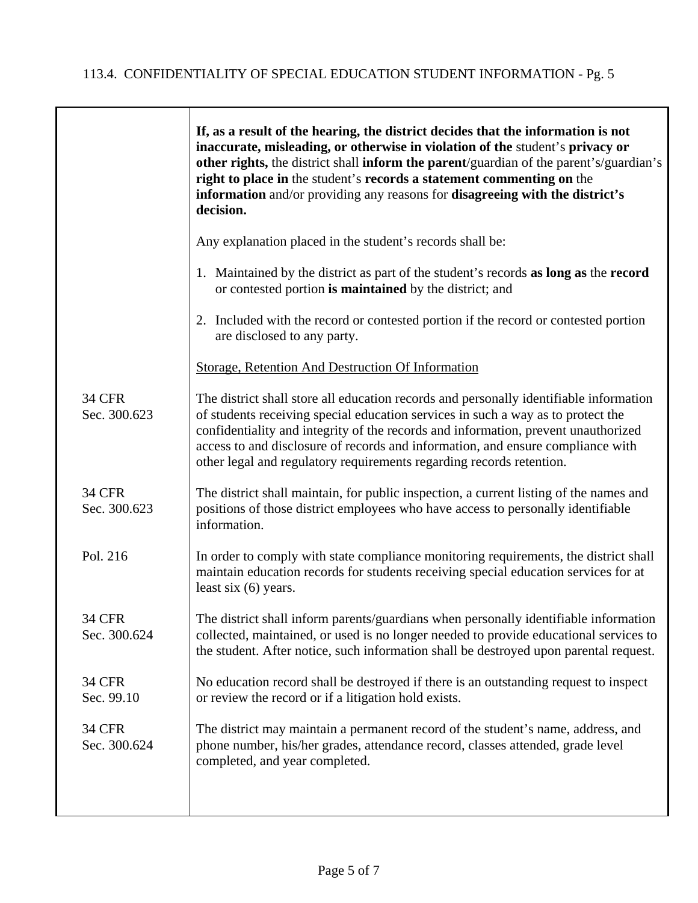| | |
|---|---|
| | **If, as a result of the hearing, the district decides that the information is not inaccurate, misleading, or otherwise in violation of the** student's **privacy or other rights,** the district shall **inform the parent**/guardian of the parent's/guardian's **right to place in** the student's **records a statement commenting on** the **information** and/or providing any reasons for **disagreeing with the district's decision.** |
| | Any explanation placed in the student's records shall be: |
| | 1. Maintained by the district as part of the student's records **as long as** the **record** or contested portion **is maintained** by the district; and |
| | 2. Included with the record or contested portion if the record or contested portion are disclosed to any party. |
| | <u>Storage, Retention And Destruction Of Information</u> |
| 34 CFR Sec. 300.623 | The district shall store all education records and personally identifiable information of students receiving special education services in such a way as to protect the confidentiality and integrity of the records and information, prevent unauthorized access to and disclosure of records and information, and ensure compliance with other legal and regulatory requirements regarding records retention. |
| 34 CFR Sec. 300.623 | The district shall maintain, for public inspection, a current listing of the names and positions of those district employees who have access to personally identifiable information. |
| Pol. 216 | In order to comply with state compliance monitoring requirements, the district shall maintain education records for students receiving special education services for at least six (6) years. |
| 34 CFR Sec. 300.624 | The district shall inform parents/guardians when personally identifiable information collected, maintained, or used is no longer needed to provide educational services to the student. After notice, such information shall be destroyed upon parental request. |
| 34 CFR Sec. 99.10 | No education record shall be destroyed if there is an outstanding request to inspect or review the record or if a litigation hold exists. |
| 34 CFR Sec. 300.624 | The district may maintain a permanent record of the student's name, address, and phone number, his/her grades, attendance record, classes attended, grade level completed, and year completed. |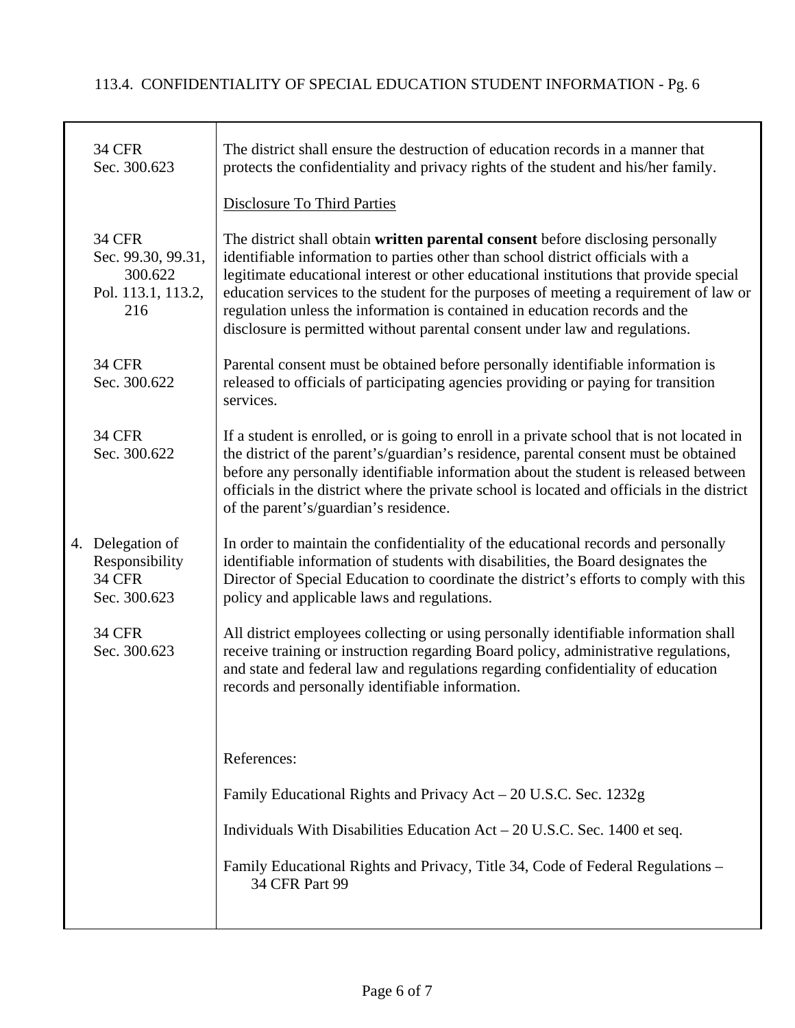| | |
|---|---|
| 34 CFR Sec. 300.623 | The district shall ensure the destruction of education records in a manner that protects the confidentiality and privacy rights of the student and his/her family. |
| | Disclosure To Third Parties |
| 34 CFR Sec. 99.30, 99.31, 300.622 Pol. 113.1, 113.2, 216 | The district shall obtain **written parental consent** before disclosing personally identifiable information to parties other than school district officials with a legitimate educational interest or other educational institutions that provide special education services to the student for the purposes of meeting a requirement of law or regulation unless the information is contained in education records and the disclosure is permitted without parental consent under law and regulations. |
| 34 CFR Sec. 300.622 | Parental consent must be obtained before personally identifiable information is released to officials of participating agencies providing or paying for transition services. |
| 34 CFR Sec. 300.622 | If a student is enrolled, or is going to enroll in a private school that is not located in the district of the parent's/guardian's residence, parental consent must be obtained before any personally identifiable information about the student is released between officials in the district where the private school is located and officials in the district of the parent's/guardian's residence. |
| 4. Delegation of Responsibility 34 CFR Sec. 300.623 | In order to maintain the confidentiality of the educational records and personally identifiable information of students with disabilities, the Board designates the Director of Special Education to coordinate the district's efforts to comply with this policy and applicable laws and regulations. |
| 34 CFR Sec. 300.623 | All district employees collecting or using personally identifiable information shall receive training or instruction regarding Board policy, administrative regulations, and state and federal law and regulations regarding confidentiality of education records and personally identifiable information. |
| | References: |
| | Family Educational Rights and Privacy Act – 20 U.S.C. Sec. 1232g |
| | Individuals With Disabilities Education Act – 20 U.S.C. Sec. 1400 et seq. |
| | Family Educational Rights and Privacy, Title 34, Code of Federal Regulations – 34 CFR Part 99 |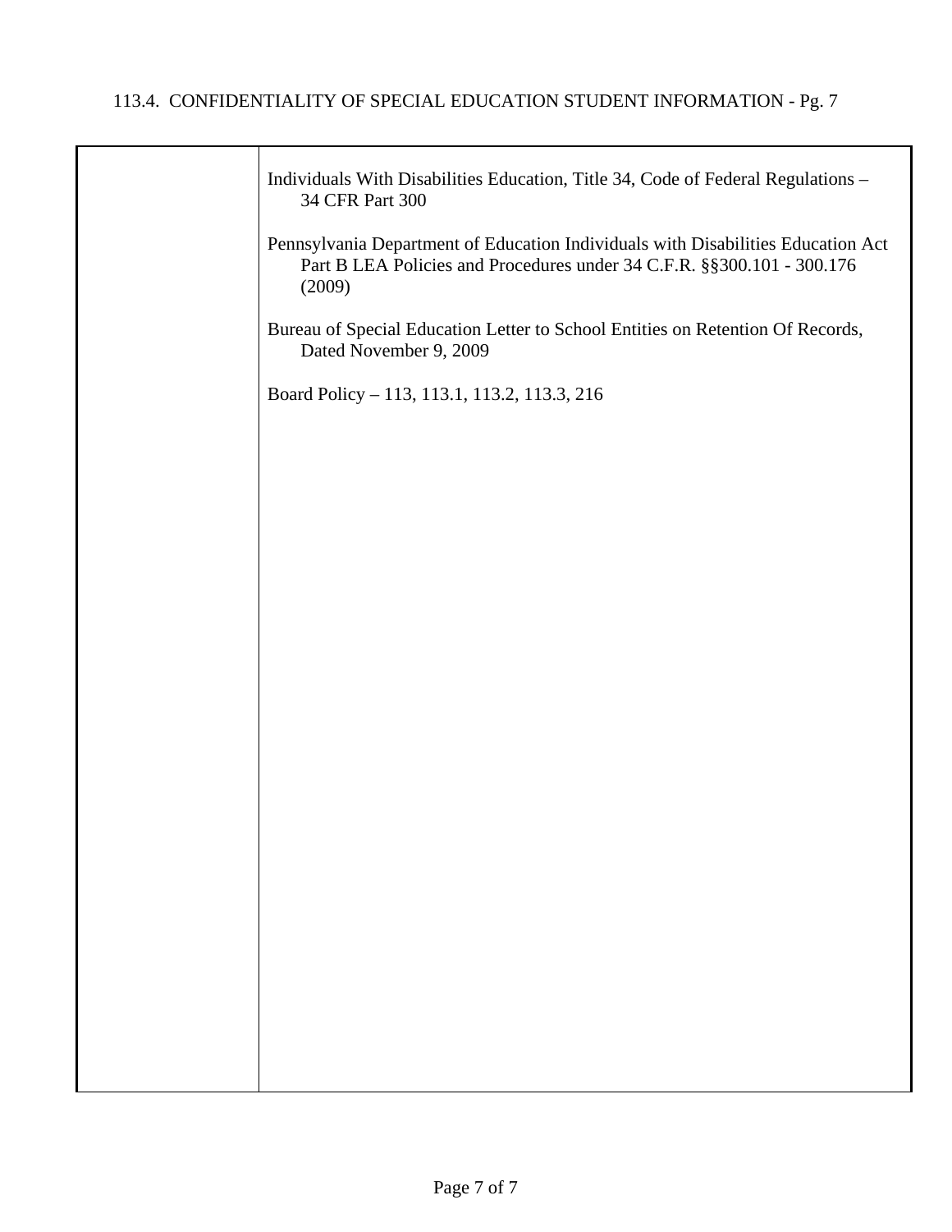Individuals With Disabilities Education, Title 34, Code of Federal Regulations – 34 CFR Part 300

Pennsylvania Department of Education Individuals with Disabilities Education Act Part B LEA Policies and Procedures under 34 C.F.R. §§300.101 - 300.176 (2009)

Bureau of Special Education Letter to School Entities on Retention Of Records, Dated November 9, 2009

Board Policy – 113, 113.1, 113.2, 113.3, 216